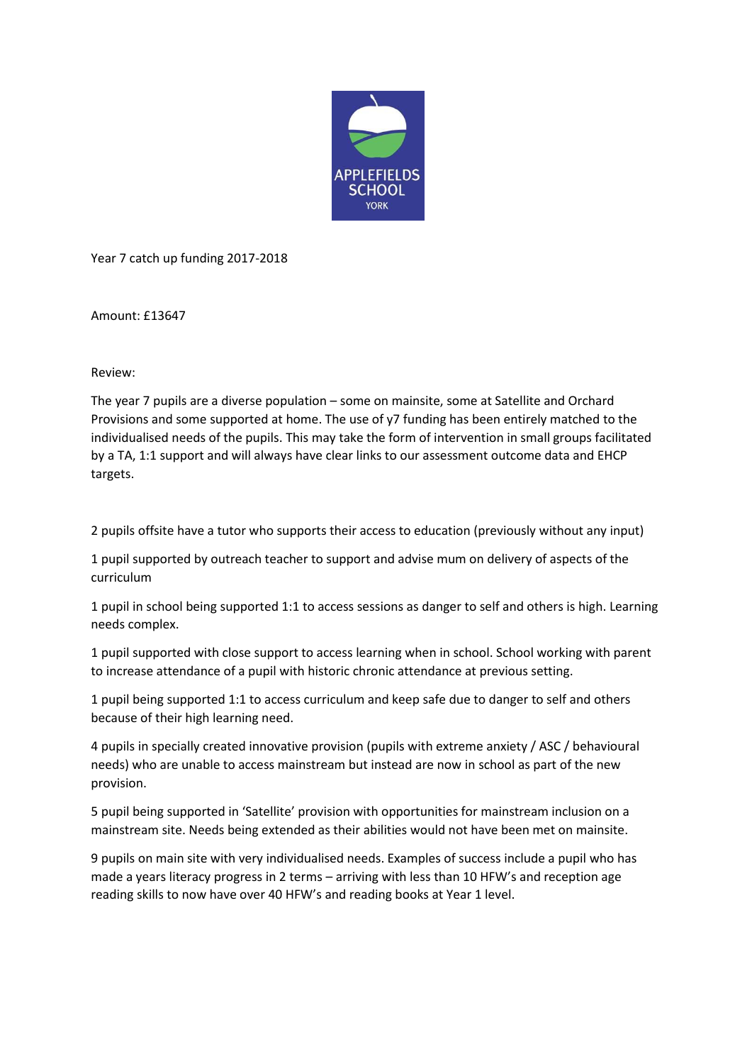APPLEFIELDS SCHOOL
YORK

Year 7 catch up funding 2017-2018

Amount: £13647

Review:

The year 7 pupils are a diverse population – some on mainsite, some at Satellite and Orchard Provisions and some supported at home. The use of y7 funding has been entirely matched to the individualised needs of the pupils. This may take the form of intervention in small groups facilitated by a TA, 1:1 support and will always have clear links to our assessment outcome data and EHCP targets.

2 pupils offsite have a tutor who supports their access to education (previously without any input)

1 pupil supported by outreach teacher to support and advise mum on delivery of aspects of the curriculum

1 pupil in school being supported 1:1 to access sessions as danger to self and others is high. Learning needs complex.

1 pupil supported with close support to access learning when in school. School working with parent to increase attendance of a pupil with historic chronic attendance at previous setting.

1 pupil being supported 1:1 to access curriculum and keep safe due to danger to self and others because of their high learning need.

4 pupils in specially created innovative provision (pupils with extreme anxiety / ASC / behavioural needs) who are unable to access mainstream but instead are now in school as part of the new provision.

5 pupil being supported in 'Satellite' provision with opportunities for mainstream inclusion on a mainstream site. Needs being extended as their abilities would not have been met on mainsite.

9 pupils on main site with very individualised needs. Examples of success include a pupil who has made a years literacy progress in 2 terms – arriving with less than 10 HFW's and reception age reading skills to now have over 40 HFW's and reading books at Year 1 level.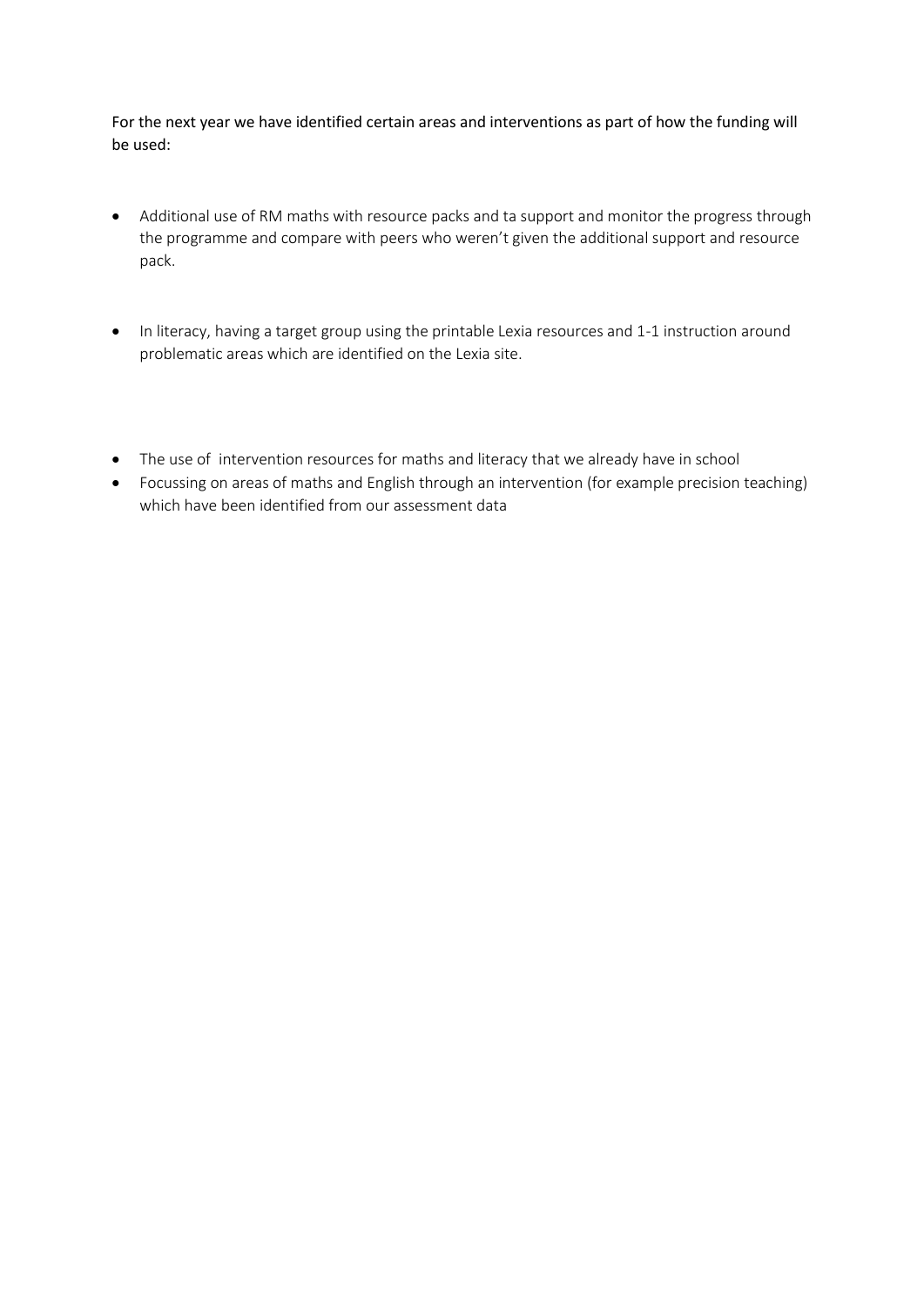For the next year we have identified certain areas and interventions as part of how the funding will be used:

- Additional use of RM maths with resource packs and ta support and monitor the progress through the programme and compare with peers who weren't given the additional support and resource pack.

- In literacy, having a target group using the printable Lexia resources and 1-1 instruction around problematic areas which are identified on the Lexia site.

- The use of intervention resources for maths and literacy that we already have in school
- Focussing on areas of maths and English through an intervention (for example precision teaching) which have been identified from our assessment data